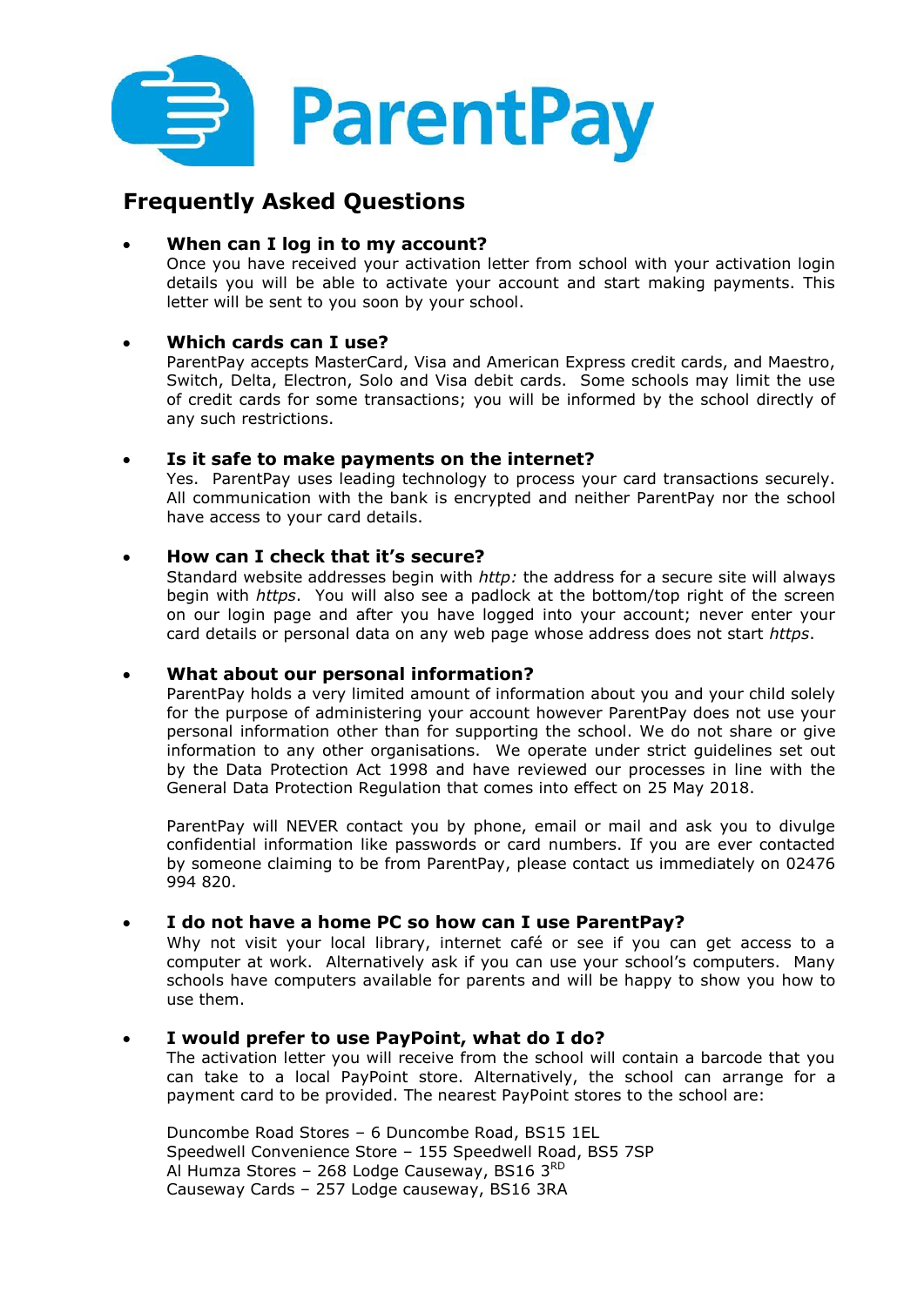# ParentPay

## Frequently Asked Questions

- **When can I log in to my account?**
  Once you have received your activation letter from school with your activation login details you will be able to activate your account and start making payments. This letter will be sent to you soon by your school.

- **Which cards can I use?**
  ParentPay accepts MasterCard, Visa and American Express credit cards, and Maestro, Switch, Delta, Electron, Solo and Visa debit cards. Some schools may limit the use of credit cards for some transactions; you will be informed by the school directly of any such restrictions.

- **Is it safe to make payments on the internet?**
  Yes. ParentPay uses leading technology to process your card transactions securely. All communication with the bank is encrypted and neither ParentPay nor the school have access to your card details.

- **How can I check that it's secure?**
  Standard website addresses begin with *http:* the address for a secure site will always begin with *https*. You will also see a padlock at the bottom/top right of the screen on our login page and after you have logged into your account; never enter your card details or personal data on any web page whose address does not start *https*.

- **What about our personal information?**
  ParentPay holds a very limited amount of information about you and your child solely for the purpose of administering your account however ParentPay does not use your personal information other than for supporting the school. We do not share or give information to any other organisations. We operate under strict guidelines set out by the Data Protection Act 1998 and have reviewed our processes in line with the General Data Protection Regulation that comes into effect on 25 May 2018.

  ParentPay will NEVER contact you by phone, email or mail and ask you to divulge confidential information like passwords or card numbers. If you are ever contacted by someone claiming to be from ParentPay, please contact us immediately on 02476 994 820.

- **I do not have a home PC so how can I use ParentPay?**
  Why not visit your local library, internet café or see if you can get access to a computer at work. Alternatively ask if you can use your school's computers. Many schools have computers available for parents and will be happy to show you how to use them.

- **I would prefer to use PayPoint, what do I do?**
  The activation letter you will receive from the school will contain a barcode that you can take to a local PayPoint store. Alternatively, the school can arrange for a payment card to be provided. The nearest PayPoint stores to the school are:

  Duncombe Road Stores – 6 Duncombe Road, BS15 1EL
  Speedwell Convenience Store – 155 Speedwell Road, BS5 7SP
  Al Humza Stores – 268 Lodge Causeway, BS16 3RD
  Causeway Cards – 257 Lodge causeway, BS16 3RA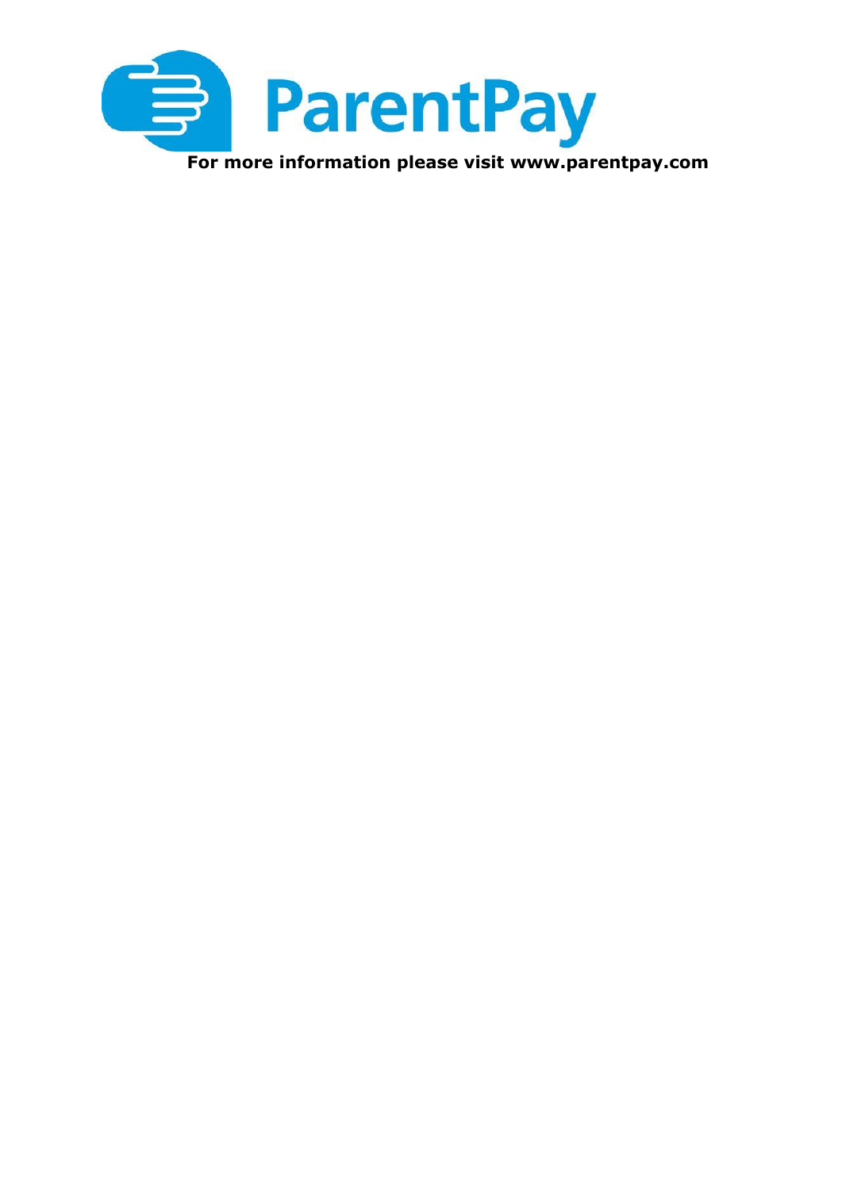ParentPay

**For more information please visit www.parentpay.com**